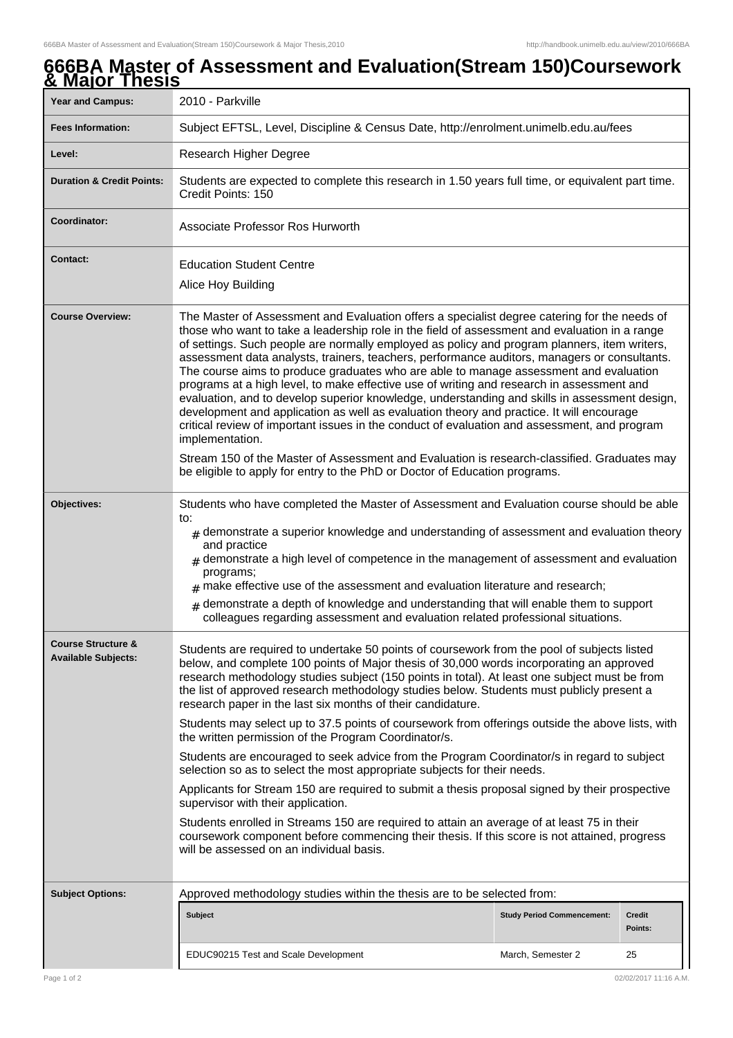# 666BA Master of Assessment and Evaluation(Stream 150)Coursework & Major Thesis

| | |
|---|---|
| **Year and Campus:** | 2010 - Parkville |
| **Fees Information:** | Subject EFTSL, Level, Discipline & Census Date, http://enrolment.unimelb.edu.au/fees |
| **Level:** | Research Higher Degree |
| **Duration & Credit Points:** | Students are expected to complete this research in 1.50 years full time, or equivalent part time. Credit Points: 150 |
| **Coordinator:** | Associate Professor Ros Hurworth |
| **Contact:** | Education Student Centre<br>Alice Hoy Building |
| **Course Overview:** | The Master of Assessment and Evaluation offers a specialist degree catering for the needs of those who want to take a leadership role in the field of assessment and evaluation in a range of settings. Such people are normally employed as policy and program planners, item writers, assessment data analysts, trainers, teachers, performance auditors, managers or consultants. The course aims to produce graduates who are able to manage assessment and evaluation programs at a high level, to make effective use of writing and research in assessment and evaluation, and to develop superior knowledge, understanding and skills in assessment design, development and application as well as evaluation theory and practice. It will encourage critical review of important issues in the conduct of evaluation and assessment, and program implementation.<br><br>Stream 150 of the Master of Assessment and Evaluation is research-classified. Graduates may be eligible to apply for entry to the PhD or Doctor of Education programs. |
| **Objectives:** | Students who have completed the Master of Assessment and Evaluation course should be able to:<br># demonstrate a superior knowledge and understanding of assessment and evaluation theory and practice<br># demonstrate a high level of competence in the management of assessment and evaluation programs;<br># make effective use of the assessment and evaluation literature and research;<br># demonstrate a depth of knowledge and understanding that will enable them to support colleagues regarding assessment and evaluation related professional situations. |
| **Course Structure & Available Subjects:** | Students are required to undertake 50 points of coursework from the pool of subjects listed below, and complete 100 points of Major thesis of 30,000 words incorporating an approved research methodology studies subject (150 points in total). At least one subject must be from the list of approved research methodology studies below. Students must publicly present a research paper in the last six months of their candidature.<br><br>Students may select up to 37.5 points of coursework from offerings outside the above lists, with the written permission of the Program Coordinator/s.<br><br>Students are encouraged to seek advice from the Program Coordinator/s in regard to subject selection so as to select the most appropriate subjects for their needs.<br><br>Applicants for Stream 150 are required to submit a thesis proposal signed by their prospective supervisor with their application.<br><br>Students enrolled in Streams 150 are required to attain an average of at least 75 in their coursework component before commencing their thesis. If this score is not attained, progress will be assessed on an individual basis. |
| **Subject Options:** | Approved methodology studies within the thesis are to be selected from: |

| Subject | Study Period Commencement: | Credit Points: |
|---|---|---|
| EDUC90215 Test and Scale Development | March, Semester 2 | 25 |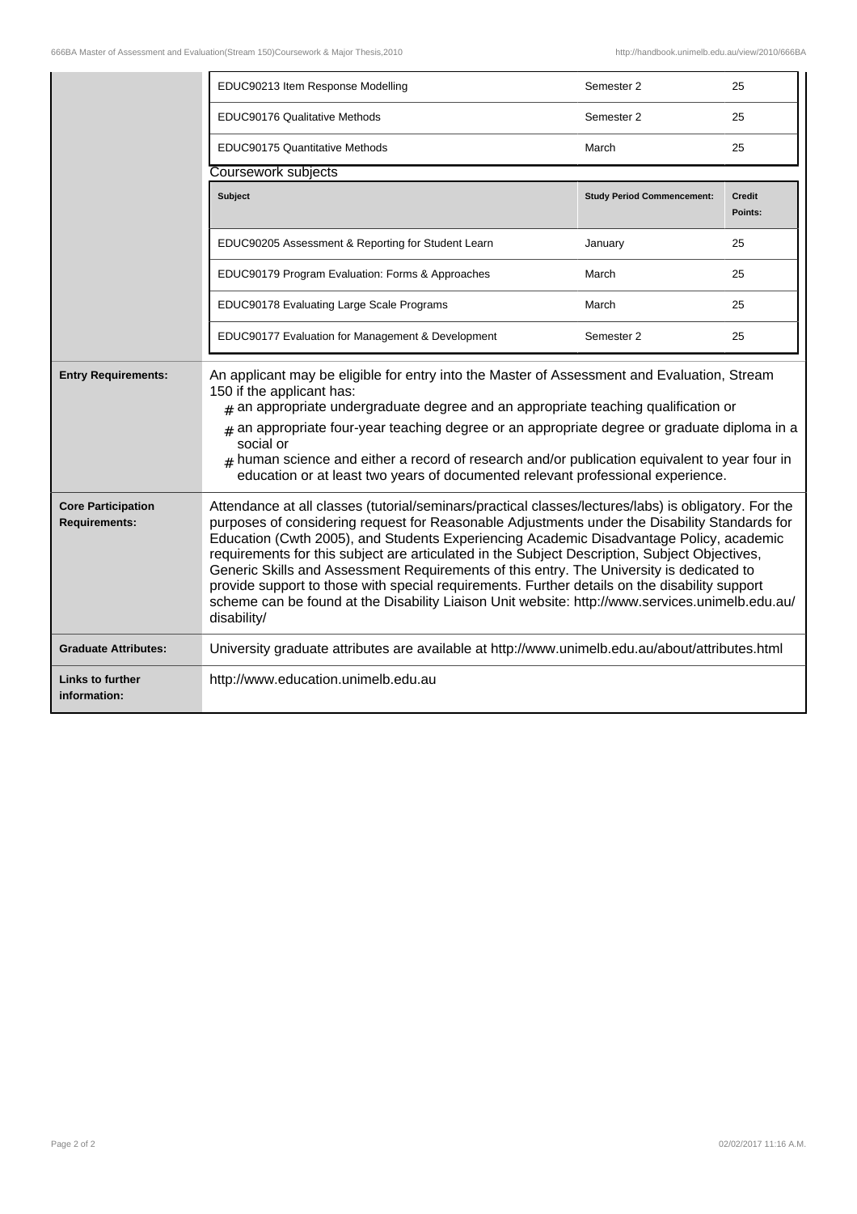| | | | |
|---|---|---|---|
| | EDUC90213 Item Response Modelling | Semester 2 | 25 |
| | EDUC90176 Qualitative Methods | Semester 2 | 25 |
| | EDUC90175 Quantitative Methods | March | 25 |

Coursework subjects

| Subject | Study Period Commencement: | Credit Points: |
|---|---|---|
| EDUC90205 Assessment & Reporting for Student Learn | January | 25 |
| EDUC90179 Program Evaluation: Forms & Approaches | March | 25 |
| EDUC90178 Evaluating Large Scale Programs | March | 25 |
| EDUC90177 Evaluation for Management & Development | Semester 2 | 25 |

| | |
|---|---|
| **Entry Requirements:** | An applicant may be eligible for entry into the Master of Assessment and Evaluation, Stream 150 if the applicant has:<br># an appropriate undergraduate degree and an appropriate teaching qualification or<br># an appropriate four-year teaching degree or an appropriate degree or graduate diploma in a social or<br># human science and either a record of research and/or publication equivalent to year four in education or at least two years of documented relevant professional experience. |
| **Core Participation Requirements:** | Attendance at all classes (tutorial/seminars/practical classes/lectures/labs) is obligatory. For the purposes of considering request for Reasonable Adjustments under the Disability Standards for Education (Cwth 2005), and Students Experiencing Academic Disadvantage Policy, academic requirements for this subject are articulated in the Subject Description, Subject Objectives, Generic Skills and Assessment Requirements of this entry. The University is dedicated to provide support to those with special requirements. Further details on the disability support scheme can be found at the Disability Liaison Unit website: http://www.services.unimelb.edu.au/disability/ |
| **Graduate Attributes:** | University graduate attributes are available at http://www.unimelb.edu.au/about/attributes.html |
| **Links to further information:** | http://www.education.unimelb.edu.au |